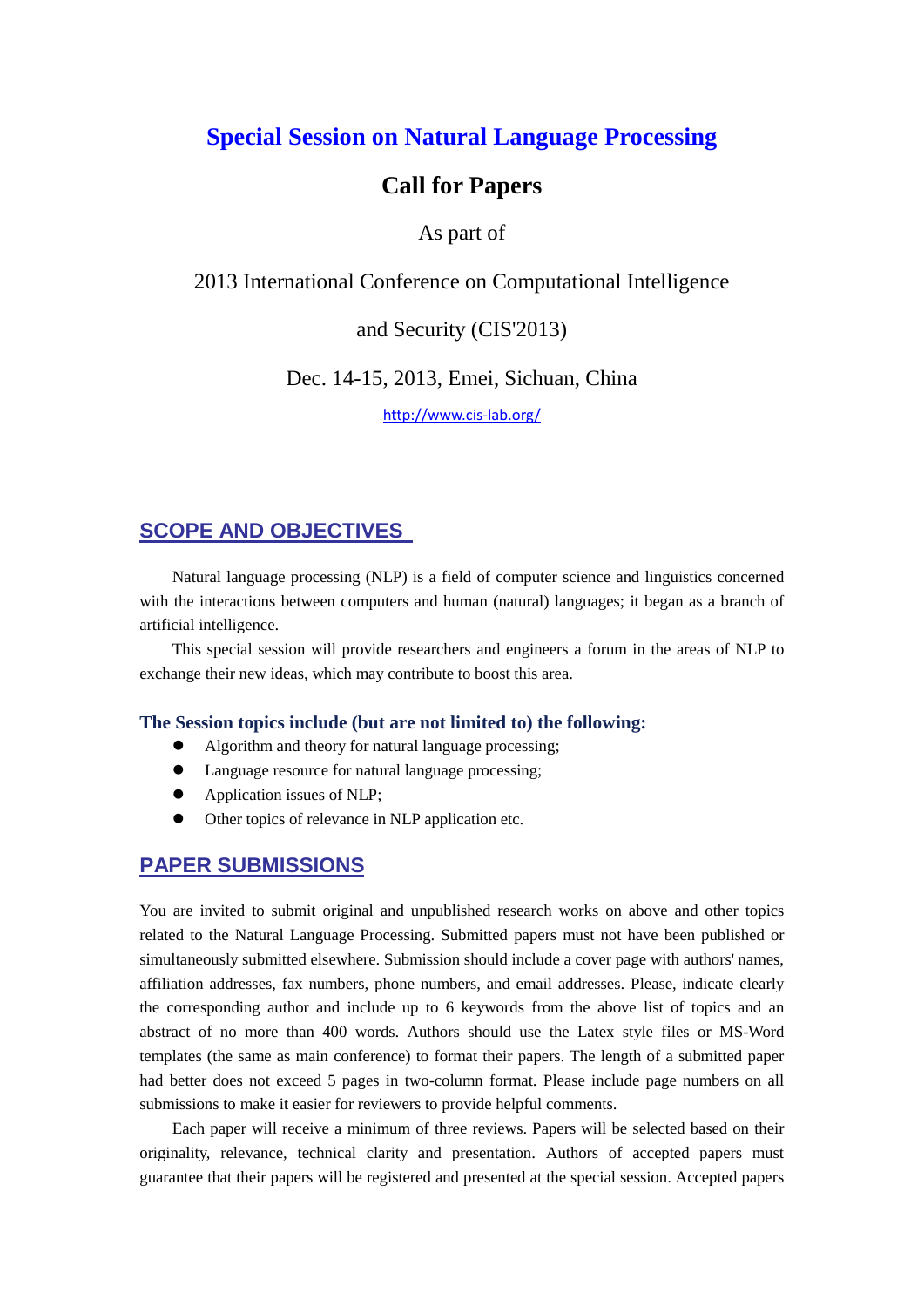# Special Session on Natural Language Processing

## Call for Papers

As part of

2013 International Conference on Computational Intelligence

and Security (CIS'2013)

Dec. 14-15, 2013, Emei, Sichuan, China

http://www.cis-lab.org/

## SCOPE AND OBJECTIVES

Natural language processing (NLP) is a field of computer science and linguistics concerned with the interactions between computers and human (natural) languages; it began as a branch of artificial intelligence.

This special session will provide researchers and engineers a forum in the areas of NLP to exchange their new ideas, which may contribute to boost this area.

### The Session topics include (but are not limited to) the following:

- Algorithm and theory for natural language processing;
- Language resource for natural language processing;
- Application issues of NLP;
- Other topics of relevance in NLP application etc.

## PAPER SUBMISSIONS

You are invited to submit original and unpublished research works on above and other topics related to the Natural Language Processing. Submitted papers must not have been published or simultaneously submitted elsewhere. Submission should include a cover page with authors' names, affiliation addresses, fax numbers, phone numbers, and email addresses. Please, indicate clearly the corresponding author and include up to 6 keywords from the above list of topics and an abstract of no more than 400 words. Authors should use the Latex style files or MS-Word templates (the same as main conference) to format their papers. The length of a submitted paper had better does not exceed 5 pages in two-column format. Please include page numbers on all submissions to make it easier for reviewers to provide helpful comments.

Each paper will receive a minimum of three reviews. Papers will be selected based on their originality, relevance, technical clarity and presentation. Authors of accepted papers must guarantee that their papers will be registered and presented at the special session. Accepted papers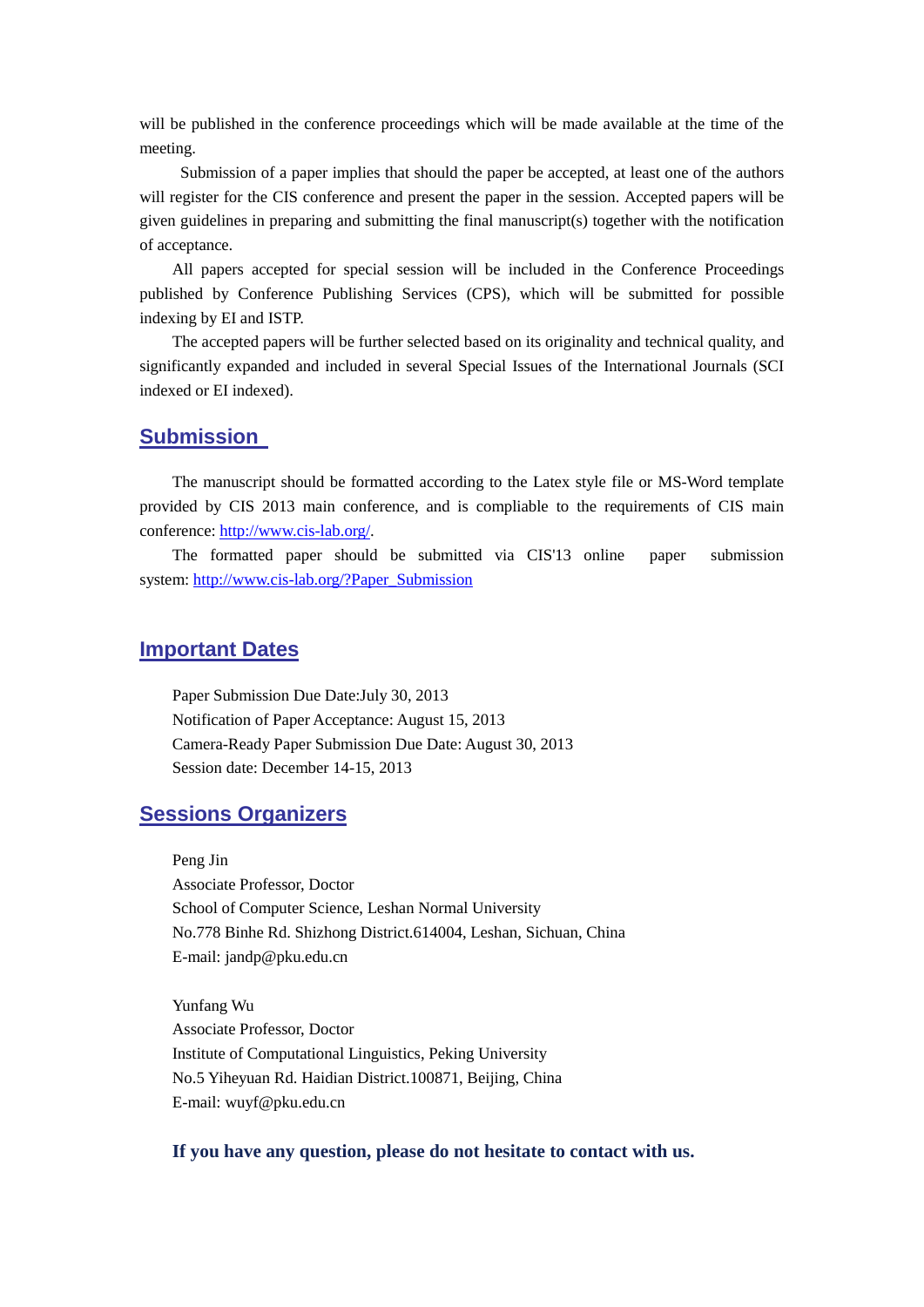will be published in the conference proceedings which will be made available at the time of the meeting.

Submission of a paper implies that should the paper be accepted, at least one of the authors will register for the CIS conference and present the paper in the session. Accepted papers will be given guidelines in preparing and submitting the final manuscript(s) together with the notification of acceptance.

All papers accepted for special session will be included in the Conference Proceedings published by Conference Publishing Services (CPS), which will be submitted for possible indexing by EI and ISTP.

The accepted papers will be further selected based on its originality and technical quality, and significantly expanded and included in several Special Issues of the International Journals (SCI indexed or EI indexed).

## Submission

The manuscript should be formatted according to the Latex style file or MS-Word template provided by CIS 2013 main conference, and is compliable to the requirements of CIS main conference: [http://www.cis-lab.org/](http://www.cis-lab.org/).

The formatted paper should be submitted via CIS'13 online paper submission system: [http://www.cis-lab.org/?Paper_Submission](http://www.cis-lab.org/?Paper_Submission)

## Important Dates

Paper Submission Due Date:July 30, 2013
Notification of Paper Acceptance: August 15, 2013
Camera-Ready Paper Submission Due Date: August 30, 2013
Session date: December 14-15, 2013

## Sessions Organizers

Peng Jin
Associate Professor, Doctor
School of Computer Science, Leshan Normal University
No.778 Binhe Rd. Shizhong District.614004, Leshan, Sichuan, China
E-mail: jandp@pku.edu.cn

Yunfang Wu
Associate Professor, Doctor
Institute of Computational Linguistics, Peking University
No.5 Yiheyuan Rd. Haidian District.100871, Beijing, China
E-mail: wuyf@pku.edu.cn

**If you have any question, please do not hesitate to contact with us.**